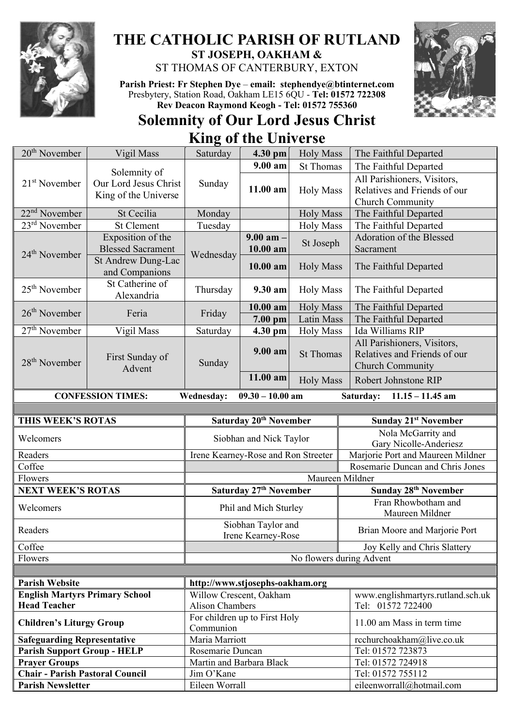# THE CATHOLIC PARISH OF RUTLAND

**ST JOSEPH, OAKHAM &**

ST THOMAS OF CANTERBURY, EXTON

**Parish Priest: Fr Stephen Dye** – **email: stephendye@btinternet.com**
Presbytery, Station Road, Oakham LE15 6QU - **Tel: 01572 722308**
**Rev Deacon Raymond Keogh - Tel: 01572 755360**

## Solemnity of Our Lord Jesus Christ King of the Universe

| Date | Celebration | Day | Time | Mass | Intention |
|---|---|---|---|---|---|
| 20th November | Vigil Mass | Saturday | **4.30 pm** | Holy Mass | The Faithful Departed |
| 21st November | Solemnity of Our Lord Jesus Christ King of the Universe | Sunday | **9.00 am** | St Thomas | The Faithful Departed |
| | | | **11.00 am** | Holy Mass | All Parishioners, Visitors, Relatives and Friends of our Church Community |
| 22nd November | St Cecilia | Monday | | Holy Mass | The Faithful Departed |
| 23rd November | St Clement | Tuesday | | Holy Mass | The Faithful Departed |
| 24th November | Exposition of the Blessed Sacrament | Wednesday | **9.00 am – 10.00 am** | St Joseph | Adoration of the Blessed Sacrament |
| | St Andrew Dung-Lac and Companions | | **10.00 am** | Holy Mass | The Faithful Departed |
| 25th November | St Catherine of Alexandria | Thursday | **9.30 am** | Holy Mass | The Faithful Departed |
| 26th November | Feria | Friday | **10.00 am** | Holy Mass | The Faithful Departed |
| | | | **7.00 pm** | Latin Mass | The Faithful Departed |
| 27th November | Vigil Mass | Saturday | **4.30 pm** | Holy Mass | Ida Williams RIP |
| 28th November | First Sunday of Advent | Sunday | **9.00 am** | St Thomas | All Parishioners, Visitors, Relatives and Friends of our Church Community |
| | | | **11.00 am** | Holy Mass | Robert Johnstone RIP |

**CONFESSION TIMES:** **Wednesday: 09.30 – 10.00 am** **Saturday: 11.15 – 11.45 am**

| **THIS WEEK'S ROTAS** | **Saturday 20th November** | **Sunday 21st November** |
|---|---|---|
| Welcomers | Siobhan and Nick Taylor | Nola McGarrity and Gary Nicolle-Anderiesz |
| Readers | Irene Kearney-Rose and Ron Streeter | Marjorie Port and Maureen Mildner |
| Coffee | | Rosemarie Duncan and Chris Jones |
| Flowers | Maureen Mildner | |
| **NEXT WEEK'S ROTAS** | **Saturday 27th November** | **Sunday 28th November** |
| Welcomers | Phil and Mich Sturley | Fran Rhowbotham and Maureen Mildner |
| Readers | Siobhan Taylor and Irene Kearney-Rose | Brian Moore and Marjorie Port |
| Coffee | | Joy Kelly and Chris Slattery |
| Flowers | No flowers during Advent | |

| | | |
|---|---|---|
| **Parish Website** | **http://www.stjosephs-oakham.org** | |
| **English Martyrs Primary School Head Teacher** | Willow Crescent, Oakham Alison Chambers | www.englishmartyrs.rutland.sch.uk Tel: 01572 722400 |
| **Children's Liturgy Group** | For children up to First Holy Communion | 11.00 am Mass in term time |
| **Safeguarding Representative** | Maria Marriott | rcchurchoakham@live.co.uk |
| **Parish Support Group - HELP** | Rosemarie Duncan | Tel: 01572 723873 |
| **Prayer Groups** | Martin and Barbara Black | Tel: 01572 724918 |
| **Chair - Parish Pastoral Council** | Jim O'Kane | Tel: 01572 755112 |
| **Parish Newsletter** | Eileen Worrall | eileenworrall@hotmail.com |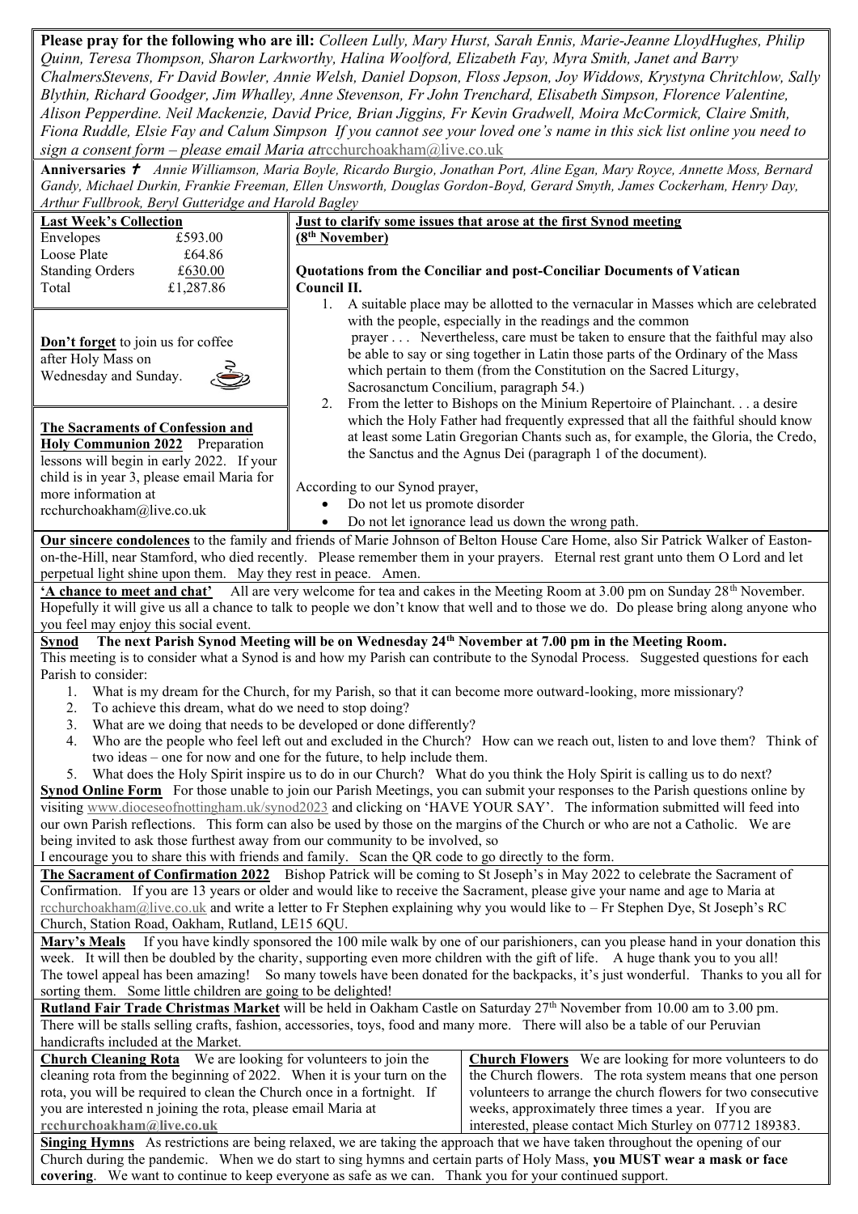**Please pray for the following who are ill:** *Colleen Lully, Mary Hurst, Sarah Ennis, Marie-Jeanne LloydHughes, Philip Quinn, Teresa Thompson, Sharon Larkworthy, Halina Woolford, Elizabeth Fay, Myra Smith, Janet and Barry ChalmersStevens, Fr David Bowler, Annie Welsh, Daniel Dopson, Floss Jepson, Joy Widdows, Krystyna Critchlow, Sally Blythin, Richard Goodger, Jim Whalley, Anne Stevenson, Fr John Trenchard, Elisabeth Simpson, Florence Valentine, Alison Pepperdine. Neil Mackenzie, David Price, Brian Jiggins, Fr Kevin Gradwell, Moira McCormick, Claire Smith, Fiona Ruddle, Elsie Fay and Calum Simpson If you cannot see your loved one's name in this sick list online you need to sign a consent form – please email Maria at*rcchurchoakham@live.co.uk

**Anniversaries** ✝ *Annie Williamson, Maria Boyle, Ricardo Burgio, Jonathan Port, Aline Egan, Mary Royce, Annette Moss, Bernard Gandy, Michael Durkin, Frankie Freeman, Ellen Unsworth, Douglas Gordon-Boyd, Gerard Smyth, James Cockerham, Henry Day, Arthur Fullbrook, Beryl Gutteridge and Harold Bagley*

**Last Week's Collection**

| | |
|---|---|
| Envelopes | £593.00 |
| Loose Plate | £64.86 |
| Standing Orders | £630.00 |
| Total | £1,287.86 |

**Don't forget** to join us for coffee after Holy Mass on Wednesday and Sunday.

**The Sacraments of Confession and Holy Communion 2022** Preparation lessons will begin in early 2022. If your child is in year 3, please email Maria for more information at rcchurchoakham@live.co.uk

**Just to clarify some issues that arose at the first Synod meeting (8th November)**

**Quotations from the Conciliar and post-Conciliar Documents of Vatican Council II.**

1. A suitable place may be allotted to the vernacular in Masses which are celebrated with the people, especially in the readings and the common prayer . . . Nevertheless, care must be taken to ensure that the faithful may also be able to say or sing together in Latin those parts of the Ordinary of the Mass which pertain to them (from the Constitution on the Sacred Liturgy, Sacrosanctum Concilium, paragraph 54.)
2. From the letter to Bishops on the Minium Repertoire of Plainchant. . . a desire which the Holy Father had frequently expressed that all the faithful should know at least some Latin Gregorian Chants such as, for example, the Gloria, the Credo, the Sanctus and the Agnus Dei (paragraph 1 of the document).

According to our Synod prayer,

- Do not let us promote disorder
- Do not let ignorance lead us down the wrong path.

**Our sincere condolences** to the family and friends of Marie Johnson of Belton House Care Home, also Sir Patrick Walker of Easton-on-the-Hill, near Stamford, who died recently. Please remember them in your prayers. Eternal rest grant unto them O Lord and let perpetual light shine upon them. May they rest in peace. Amen.

**'A chance to meet and chat'** All are very welcome for tea and cakes in the Meeting Room at 3.00 pm on Sunday 28th November. Hopefully it will give us all a chance to talk to people we don't know that well and to those we do. Do please bring along anyone who you feel may enjoy this social event.

**Synod The next Parish Synod Meeting will be on Wednesday 24th November at 7.00 pm in the Meeting Room.**
This meeting is to consider what a Synod is and how my Parish can contribute to the Synodal Process. Suggested questions for each Parish to consider:

1. What is my dream for the Church, for my Parish, so that it can become more outward-looking, more missionary?
2. To achieve this dream, what do we need to stop doing?
3. What are we doing that needs to be developed or done differently?
4. Who are the people who feel left out and excluded in the Church? How can we reach out, listen to and love them? Think of two ideas – one for now and one for the future, to help include them.
5. What does the Holy Spirit inspire us to do in our Church? What do you think the Holy Spirit is calling us to do next?

**Synod Online Form** For those unable to join our Parish Meetings, you can submit your responses to the Parish questions online by visiting www.dioceseofnottingham.uk/synod2023 and clicking on 'HAVE YOUR SAY'. The information submitted will feed into our own Parish reflections. This form can also be used by those on the margins of the Church or who are not a Catholic. We are being invited to ask those furthest away from our community to be involved, so
I encourage you to share this with friends and family. Scan the QR code to go directly to the form.

**The Sacrament of Confirmation 2022** Bishop Patrick will be coming to St Joseph's in May 2022 to celebrate the Sacrament of Confirmation. If you are 13 years or older and would like to receive the Sacrament, please give your name and age to Maria at rcchurchoakham@live.co.uk and write a letter to Fr Stephen explaining why you would like to – Fr Stephen Dye, St Joseph's RC Church, Station Road, Oakham, Rutland, LE15 6QU.

**Mary's Meals** If you have kindly sponsored the 100 mile walk by one of our parishioners, can you please hand in your donation this week. It will then be doubled by the charity, supporting even more children with the gift of life. A huge thank you to you all!
The towel appeal has been amazing! So many towels have been donated for the backpacks, it's just wonderful. Thanks to you all for sorting them. Some little children are going to be delighted!

**Rutland Fair Trade Christmas Market** will be held in Oakham Castle on Saturday 27th November from 10.00 am to 3.00 pm. There will be stalls selling crafts, fashion, accessories, toys, food and many more. There will also be a table of our Peruvian handicrafts included at the Market.

**Church Cleaning Rota** We are looking for volunteers to join the cleaning rota from the beginning of 2022. When it is your turn on the rota, you will be required to clean the Church once in a fortnight. If you are interested n joining the rota, please email Maria at **rcchurchoakham@live.co.uk**

**Church Flowers** We are looking for more volunteers to do the Church flowers. The rota system means that one person volunteers to arrange the church flowers for two consecutive weeks, approximately three times a year. If you are interested, please contact Mich Sturley on 07712 189383.

**Singing Hymns** As restrictions are being relaxed, we are taking the approach that we have taken throughout the opening of our Church during the pandemic. When we do start to sing hymns and certain parts of Holy Mass, **you MUST wear a mask or face covering**. We want to continue to keep everyone as safe as we can. Thank you for your continued support.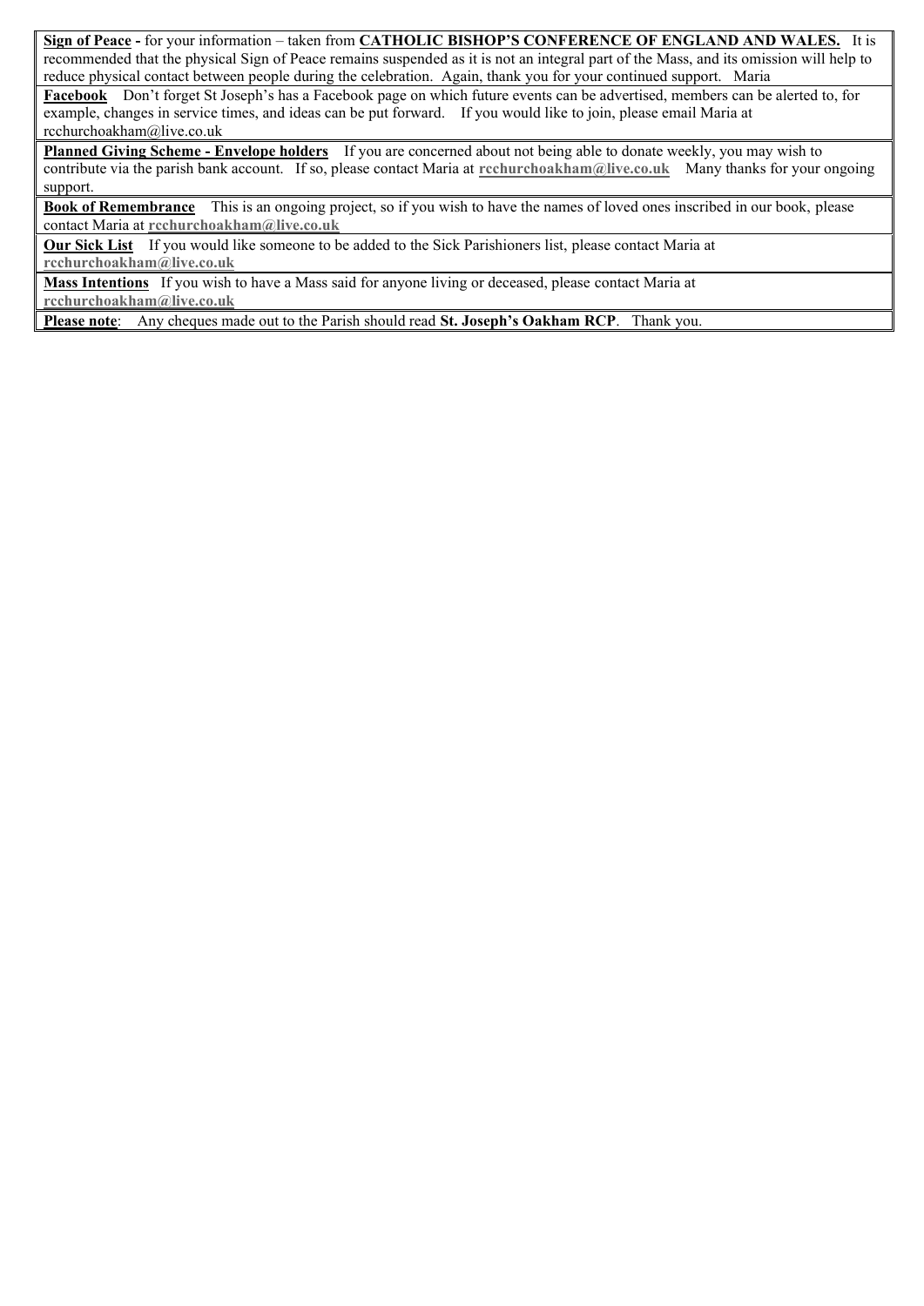**Sign of Peace -** for your information – taken from **CATHOLIC BISHOP'S CONFERENCE OF ENGLAND AND WALES.** It is recommended that the physical Sign of Peace remains suspended as it is not an integral part of the Mass, and its omission will help to reduce physical contact between people during the celebration. Again, thank you for your continued support. Maria

**Facebook** Don't forget St Joseph's has a Facebook page on which future events can be advertised, members can be alerted to, for example, changes in service times, and ideas can be put forward. If you would like to join, please email Maria at rcchurchoakham@live.co.uk

**Planned Giving Scheme - Envelope holders** If you are concerned about not being able to donate weekly, you may wish to contribute via the parish bank account. If so, please contact Maria at **rcchurchoakham@live.co.uk** Many thanks for your ongoing support.

**Book of Remembrance** This is an ongoing project, so if you wish to have the names of loved ones inscribed in our book, please contact Maria at **rcchurchoakham@live.co.uk**

**Our Sick List** If you would like someone to be added to the Sick Parishioners list, please contact Maria at **rcchurchoakham@live.co.uk**

**Mass Intentions** If you wish to have a Mass said for anyone living or deceased, please contact Maria at **rcchurchoakham@live.co.uk**

**Please note**: Any cheques made out to the Parish should read **St. Joseph's Oakham RCP**. Thank you.